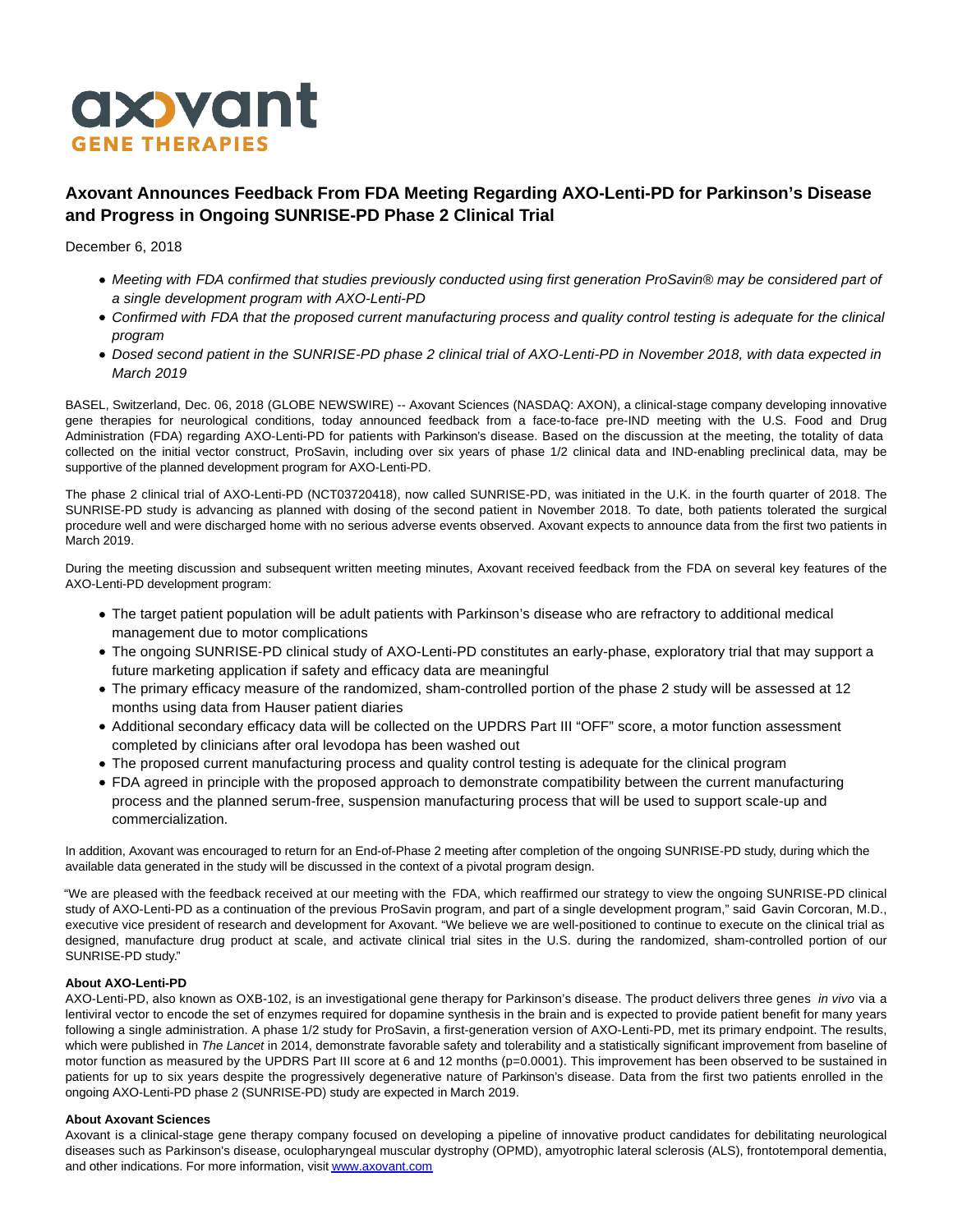**axovant**
**GENE THERAPIES**

# Axovant Announces Feedback From FDA Meeting Regarding AXO-Lenti-PD for Parkinson's Disease and Progress in Ongoing SUNRISE-PD Phase 2 Clinical Trial

December 6, 2018

- *Meeting with FDA confirmed that studies previously conducted using first generation ProSavin® may be considered part of a single development program with AXO-Lenti-PD*
- *Confirmed with FDA that the proposed current manufacturing process and quality control testing is adequate for the clinical program*
- *Dosed second patient in the SUNRISE-PD phase 2 clinical trial of AXO-Lenti-PD in November 2018, with data expected in March 2019*

BASEL, Switzerland, Dec. 06, 2018 (GLOBE NEWSWIRE) -- Axovant Sciences (NASDAQ: AXON), a clinical-stage company developing innovative gene therapies for neurological conditions, today announced feedback from a face-to-face pre-IND meeting with the U.S. Food and Drug Administration (FDA) regarding AXO-Lenti-PD for patients with Parkinson's disease. Based on the discussion at the meeting, the totality of data collected on the initial vector construct, ProSavin, including over six years of phase 1/2 clinical data and IND-enabling preclinical data, may be supportive of the planned development program for AXO-Lenti-PD.

The phase 2 clinical trial of AXO-Lenti-PD (NCT03720418), now called SUNRISE-PD, was initiated in the U.K. in the fourth quarter of 2018. The SUNRISE-PD study is advancing as planned with dosing of the second patient in November 2018. To date, both patients tolerated the surgical procedure well and were discharged home with no serious adverse events observed. Axovant expects to announce data from the first two patients in March 2019.

During the meeting discussion and subsequent written meeting minutes, Axovant received feedback from the FDA on several key features of the AXO-Lenti-PD development program:

- The target patient population will be adult patients with Parkinson's disease who are refractory to additional medical management due to motor complications
- The ongoing SUNRISE-PD clinical study of AXO-Lenti-PD constitutes an early-phase, exploratory trial that may support a future marketing application if safety and efficacy data are meaningful
- The primary efficacy measure of the randomized, sham-controlled portion of the phase 2 study will be assessed at 12 months using data from Hauser patient diaries
- Additional secondary efficacy data will be collected on the UPDRS Part III "OFF" score, a motor function assessment completed by clinicians after oral levodopa has been washed out
- The proposed current manufacturing process and quality control testing is adequate for the clinical program
- FDA agreed in principle with the proposed approach to demonstrate compatibility between the current manufacturing process and the planned serum-free, suspension manufacturing process that will be used to support scale-up and commercialization.

In addition, Axovant was encouraged to return for an End-of-Phase 2 meeting after completion of the ongoing SUNRISE-PD study, during which the available data generated in the study will be discussed in the context of a pivotal program design.

"We are pleased with the feedback received at our meeting with the FDA, which reaffirmed our strategy to view the ongoing SUNRISE-PD clinical study of AXO-Lenti-PD as a continuation of the previous ProSavin program, and part of a single development program," said Gavin Corcoran, M.D., executive vice president of research and development for Axovant. "We believe we are well-positioned to continue to execute on the clinical trial as designed, manufacture drug product at scale, and activate clinical trial sites in the U.S. during the randomized, sham-controlled portion of our SUNRISE-PD study."

**About AXO-Lenti-PD**

AXO-Lenti-PD, also known as OXB-102, is an investigational gene therapy for Parkinson's disease. The product delivers three genes *in vivo* via a lentiviral vector to encode the set of enzymes required for dopamine synthesis in the brain and is expected to provide patient benefit for many years following a single administration. A phase 1/2 study for ProSavin, a first-generation version of AXO-Lenti-PD, met its primary endpoint. The results, which were published in *The Lancet* in 2014, demonstrate favorable safety and tolerability and a statistically significant improvement from baseline of motor function as measured by the UPDRS Part III score at 6 and 12 months (p=0.0001). This improvement has been observed to be sustained in patients for up to six years despite the progressively degenerative nature of Parkinson's disease. Data from the first two patients enrolled in the ongoing AXO-Lenti-PD phase 2 (SUNRISE-PD) study are expected in March 2019.

**About Axovant Sciences**

Axovant is a clinical-stage gene therapy company focused on developing a pipeline of innovative product candidates for debilitating neurological diseases such as Parkinson's disease, oculopharyngeal muscular dystrophy (OPMD), amyotrophic lateral sclerosis (ALS), frontotemporal dementia, and other indications. For more information, visit [www.axovant.com](www.axovant.com)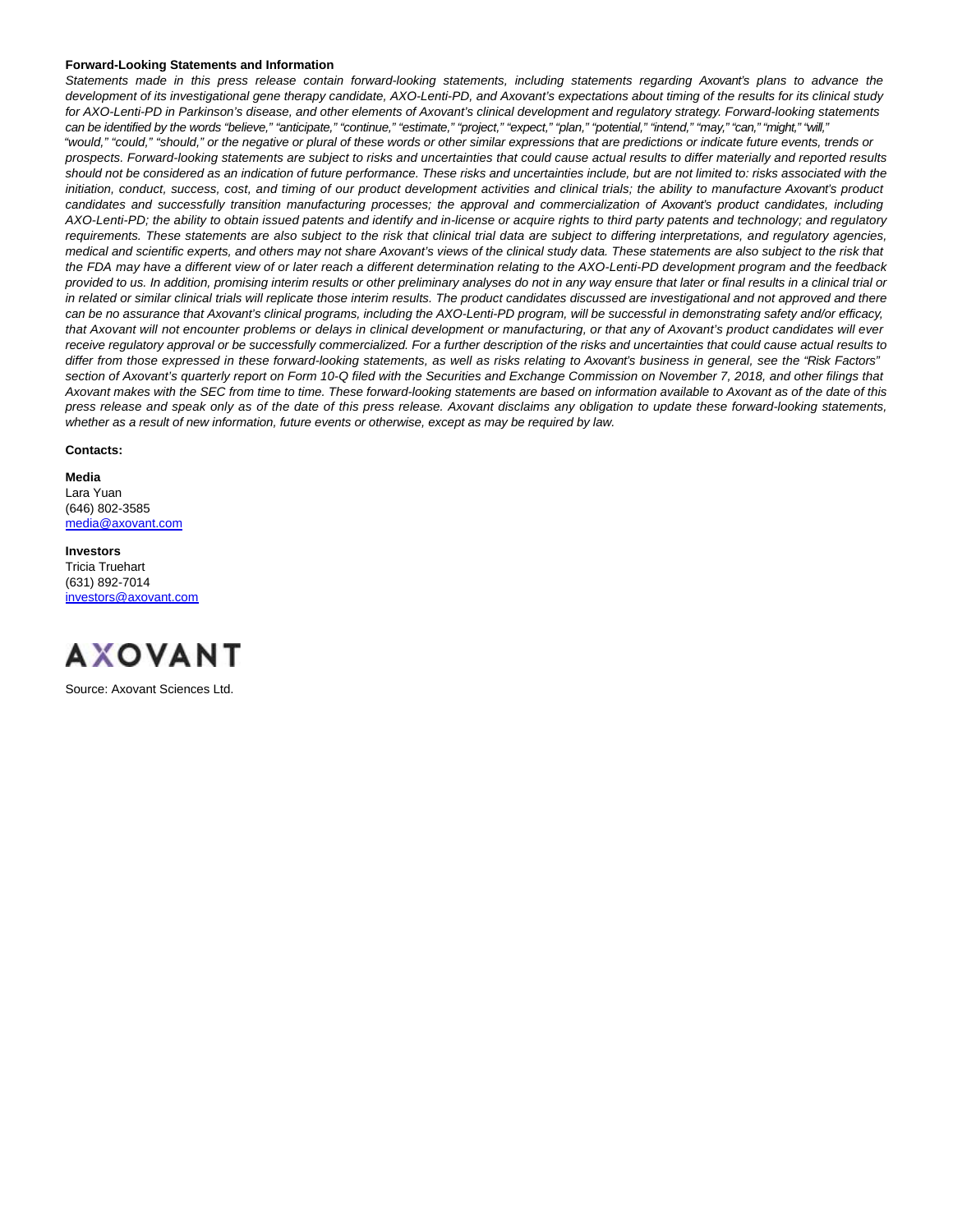**Forward-Looking Statements and Information**

*Statements made in this press release contain forward-looking statements, including statements regarding Axovant's plans to advance the development of its investigational gene therapy candidate, AXO-Lenti-PD, and Axovant's expectations about timing of the results for its clinical study for AXO-Lenti-PD in Parkinson's disease, and other elements of Axovant's clinical development and regulatory strategy. Forward-looking statements can be identified by the words "believe," "anticipate," "continue," "estimate," "project," "expect," "plan," "potential," "intend," "may," "can," "might," "will," "would," "could," "should," or the negative or plural of these words or other similar expressions that are predictions or indicate future events, trends or prospects. Forward-looking statements are subject to risks and uncertainties that could cause actual results to differ materially and reported results should not be considered as an indication of future performance. These risks and uncertainties include, but are not limited to: risks associated with the initiation, conduct, success, cost, and timing of our product development activities and clinical trials; the ability to manufacture Axovant's product candidates and successfully transition manufacturing processes; the approval and commercialization of Axovant's product candidates, including AXO-Lenti-PD; the ability to obtain issued patents and identify and in-license or acquire rights to third party patents and technology; and regulatory requirements. These statements are also subject to the risk that clinical trial data are subject to differing interpretations, and regulatory agencies, medical and scientific experts, and others may not share Axovant's views of the clinical study data. These statements are also subject to the risk that the FDA may have a different view of or later reach a different determination relating to the AXO-Lenti-PD development program and the feedback provided to us. In addition, promising interim results or other preliminary analyses do not in any way ensure that later or final results in a clinical trial or in related or similar clinical trials will replicate those interim results. The product candidates discussed are investigational and not approved and there can be no assurance that Axovant's clinical programs, including the AXO-Lenti-PD program, will be successful in demonstrating safety and/or efficacy, that Axovant will not encounter problems or delays in clinical development or manufacturing, or that any of Axovant's product candidates will ever receive regulatory approval or be successfully commercialized. For a further description of the risks and uncertainties that could cause actual results to differ from those expressed in these forward-looking statements, as well as risks relating to Axovant's business in general, see the "Risk Factors" section of Axovant's quarterly report on Form 10-Q filed with the Securities and Exchange Commission on November 7, 2018, and other filings that Axovant makes with the SEC from time to time. These forward-looking statements are based on information available to Axovant as of the date of this press release and speak only as of the date of this press release. Axovant disclaims any obligation to update these forward-looking statements, whether as a result of new information, future events or otherwise, except as may be required by law.*

**Contacts:**

**Media**
Lara Yuan
(646) 802-3585
media@axovant.com

**Investors**
Tricia Truehart
(631) 892-7014
investors@axovant.com

AXOVANT

Source: Axovant Sciences Ltd.